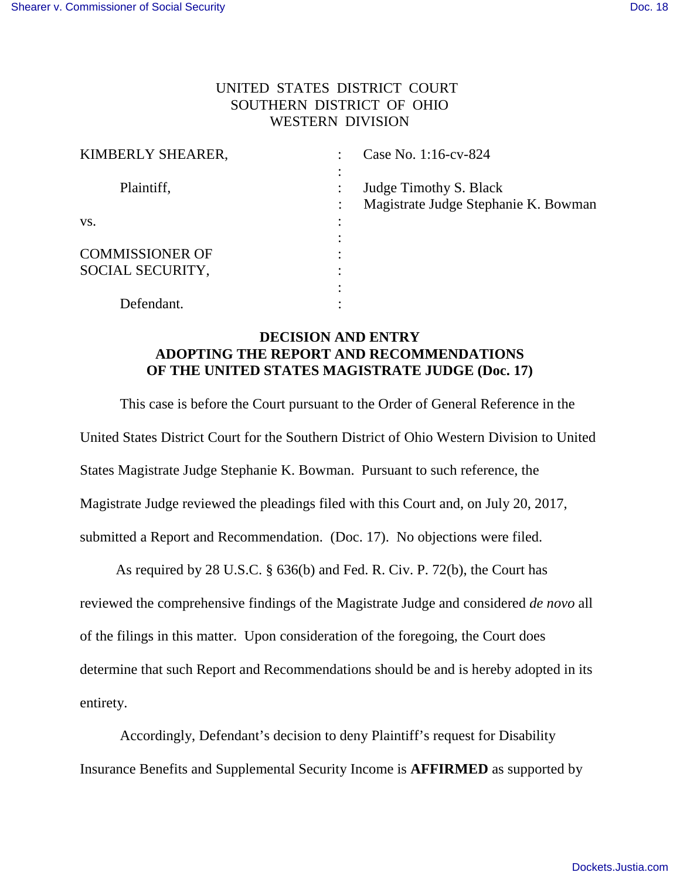UNITED STATES DISTRICT COURT
SOUTHERN DISTRICT OF OHIO
WESTERN DIVISION

| | | |
|---|---|---|
| KIMBERLY SHEARER, | : | Case No. 1:16-cv-824 |
| Plaintiff, | : | Judge Timothy S. Black |
| | : | Magistrate Judge Stephanie K. Bowman |
| vs. | : | |
| COMMISSIONER OF SOCIAL SECURITY, | : | |
| Defendant. | : | |

**DECISION AND ENTRY**
**ADOPTING THE REPORT AND RECOMMENDATIONS**
**OF THE UNITED STATES MAGISTRATE JUDGE (Doc. 17)**

This case is before the Court pursuant to the Order of General Reference in the United States District Court for the Southern District of Ohio Western Division to United States Magistrate Judge Stephanie K. Bowman. Pursuant to such reference, the Magistrate Judge reviewed the pleadings filed with this Court and, on July 20, 2017, submitted a Report and Recommendation. (Doc. 17). No objections were filed.

As required by 28 U.S.C. § 636(b) and Fed. R. Civ. P. 72(b), the Court has reviewed the comprehensive findings of the Magistrate Judge and considered *de novo* all of the filings in this matter. Upon consideration of the foregoing, the Court does determine that such Report and Recommendations should be and is hereby adopted in its entirety.

Accordingly, Defendant's decision to deny Plaintiff's request for Disability Insurance Benefits and Supplemental Security Income is **AFFIRMED** as supported by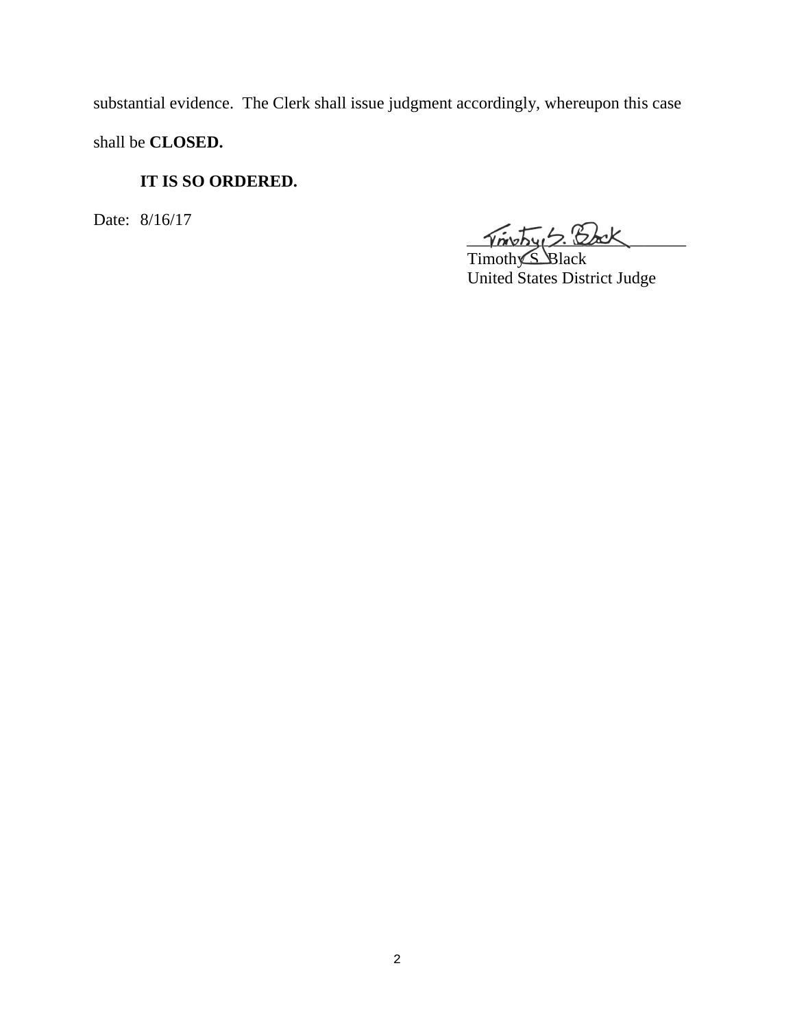substantial evidence. The Clerk shall issue judgment accordingly, whereupon this case shall be **CLOSED.**

**IT IS SO ORDERED.**

Date: 8/16/17

Timothy S. Black
United States District Judge